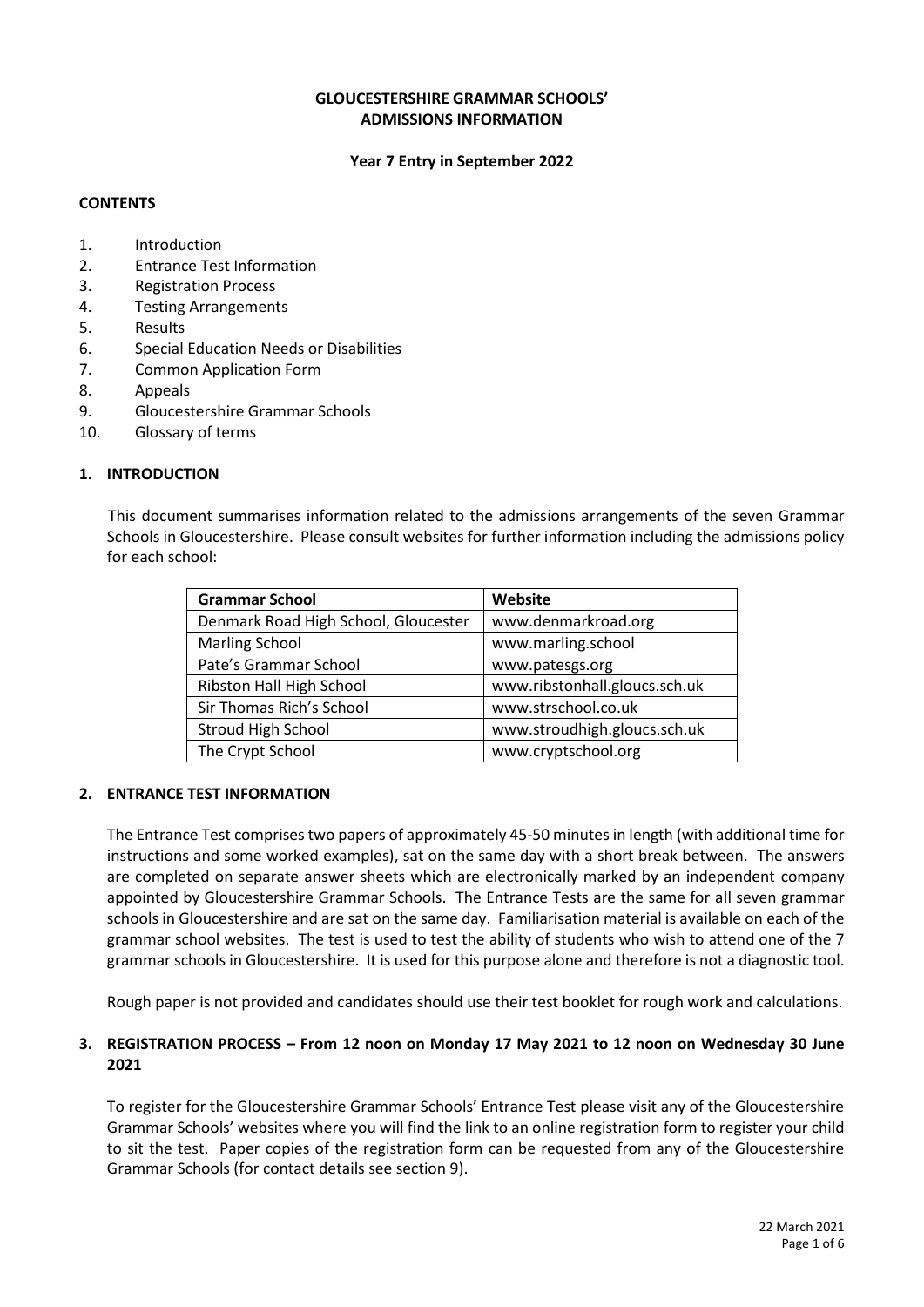# GLOUCESTERSHIRE GRAMMAR SCHOOLS' ADMISSIONS INFORMATION

**Year 7 Entry in September 2022**

## CONTENTS

1. Introduction
2. Entrance Test Information
3. Registration Process
4. Testing Arrangements
5. Results
6. Special Education Needs or Disabilities
7. Common Application Form
8. Appeals
9. Gloucestershire Grammar Schools
10. Glossary of terms

## 1. INTRODUCTION

This document summarises information related to the admissions arrangements of the seven Grammar Schools in Gloucestershire. Please consult websites for further information including the admissions policy for each school:

| Grammar School | Website |
| --- | --- |
| Denmark Road High School, Gloucester | www.denmarkroad.org |
| Marling School | www.marling.school |
| Pate's Grammar School | www.patesgs.org |
| Ribston Hall High School | www.ribstonhall.gloucs.sch.uk |
| Sir Thomas Rich's School | www.strschool.co.uk |
| Stroud High School | www.stroudhigh.gloucs.sch.uk |
| The Crypt School | www.cryptschool.org |

## 2. ENTRANCE TEST INFORMATION

The Entrance Test comprises two papers of approximately 45-50 minutes in length (with additional time for instructions and some worked examples), sat on the same day with a short break between. The answers are completed on separate answer sheets which are electronically marked by an independent company appointed by Gloucestershire Grammar Schools. The Entrance Tests are the same for all seven grammar schools in Gloucestershire and are sat on the same day. Familiarisation material is available on each of the grammar school websites. The test is used to test the ability of students who wish to attend one of the 7 grammar schools in Gloucestershire. It is used for this purpose alone and therefore is not a diagnostic tool.

Rough paper is not provided and candidates should use their test booklet for rough work and calculations.

## 3. REGISTRATION PROCESS – From 12 noon on Monday 17 May 2021 to 12 noon on Wednesday 30 June 2021

To register for the Gloucestershire Grammar Schools' Entrance Test please visit any of the Gloucestershire Grammar Schools' websites where you will find the link to an online registration form to register your child to sit the test. Paper copies of the registration form can be requested from any of the Gloucestershire Grammar Schools (for contact details see section 9).

22 March 2021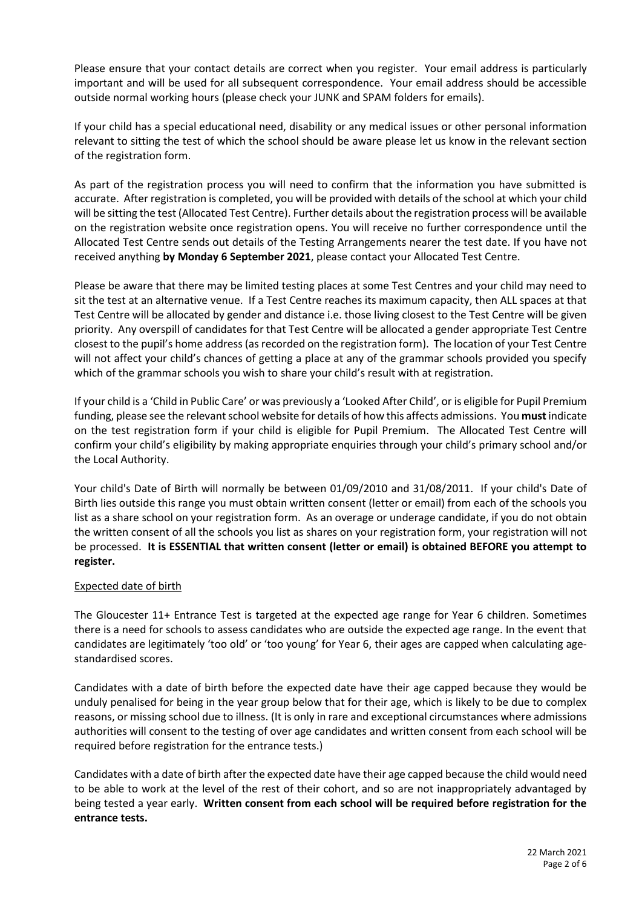Please ensure that your contact details are correct when you register. Your email address is particularly important and will be used for all subsequent correspondence. Your email address should be accessible outside normal working hours (please check your JUNK and SPAM folders for emails).

If your child has a special educational need, disability or any medical issues or other personal information relevant to sitting the test of which the school should be aware please let us know in the relevant section of the registration form.

As part of the registration process you will need to confirm that the information you have submitted is accurate. After registration is completed, you will be provided with details of the school at which your child will be sitting the test (Allocated Test Centre). Further details about the registration process will be available on the registration website once registration opens. You will receive no further correspondence until the Allocated Test Centre sends out details of the Testing Arrangements nearer the test date. If you have not received anything **by Monday 6 September 2021**, please contact your Allocated Test Centre.

Please be aware that there may be limited testing places at some Test Centres and your child may need to sit the test at an alternative venue. If a Test Centre reaches its maximum capacity, then ALL spaces at that Test Centre will be allocated by gender and distance i.e. those living closest to the Test Centre will be given priority. Any overspill of candidates for that Test Centre will be allocated a gender appropriate Test Centre closest to the pupil's home address (as recorded on the registration form). The location of your Test Centre will not affect your child's chances of getting a place at any of the grammar schools provided you specify which of the grammar schools you wish to share your child's result with at registration.

If your child is a 'Child in Public Care' or was previously a 'Looked After Child', or is eligible for Pupil Premium funding, please see the relevant school website for details of how this affects admissions. You **must** indicate on the test registration form if your child is eligible for Pupil Premium. The Allocated Test Centre will confirm your child's eligibility by making appropriate enquiries through your child's primary school and/or the Local Authority.

Your child's Date of Birth will normally be between 01/09/2010 and 31/08/2011. If your child's Date of Birth lies outside this range you must obtain written consent (letter or email) from each of the schools you list as a share school on your registration form. As an overage or underage candidate, if you do not obtain the written consent of all the schools you list as shares on your registration form, your registration will not be processed. **It is ESSENTIAL that written consent (letter or email) is obtained BEFORE you attempt to register.**

Expected date of birth

The Gloucester 11+ Entrance Test is targeted at the expected age range for Year 6 children. Sometimes there is a need for schools to assess candidates who are outside the expected age range. In the event that candidates are legitimately 'too old' or 'too young' for Year 6, their ages are capped when calculating age-standardised scores.

Candidates with a date of birth before the expected date have their age capped because they would be unduly penalised for being in the year group below that for their age, which is likely to be due to complex reasons, or missing school due to illness. (It is only in rare and exceptional circumstances where admissions authorities will consent to the testing of over age candidates and written consent from each school will be required before registration for the entrance tests.)

Candidates with a date of birth after the expected date have their age capped because the child would need to be able to work at the level of the rest of their cohort, and so are not inappropriately advantaged by being tested a year early. **Written consent from each school will be required before registration for the entrance tests.**

22 March 2021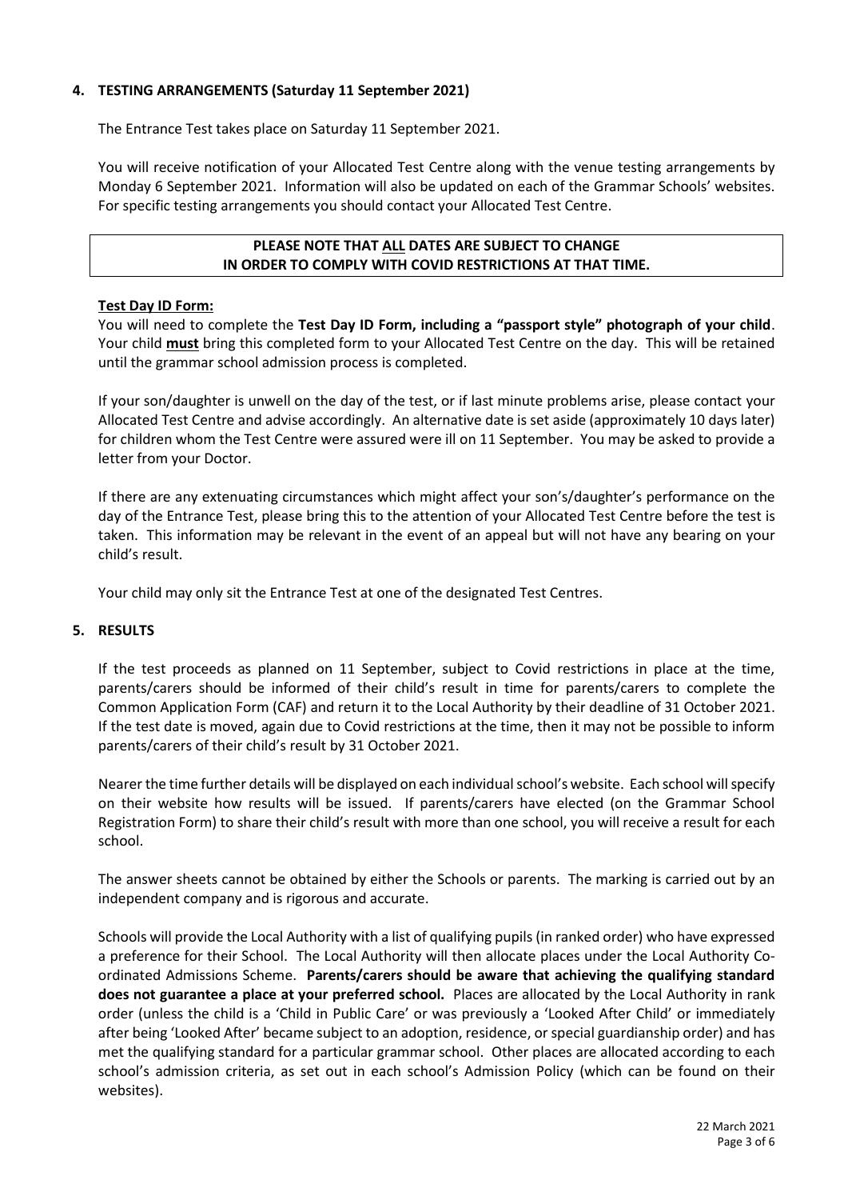## 4. TESTING ARRANGEMENTS (Saturday 11 September 2021)

The Entrance Test takes place on Saturday 11 September 2021.

You will receive notification of your Allocated Test Centre along with the venue testing arrangements by Monday 6 September 2021. Information will also be updated on each of the Grammar Schools' websites. For specific testing arrangements you should contact your Allocated Test Centre.

**PLEASE NOTE THAT <u>ALL</u> DATES ARE SUBJECT TO CHANGE IN ORDER TO COMPLY WITH COVID RESTRICTIONS AT THAT TIME.**

**<u>Test Day ID Form:</u>**

You will need to complete the **Test Day ID Form, including a "passport style" photograph of your child**. Your child **<u>must</u>** bring this completed form to your Allocated Test Centre on the day. This will be retained until the grammar school admission process is completed.

If your son/daughter is unwell on the day of the test, or if last minute problems arise, please contact your Allocated Test Centre and advise accordingly. An alternative date is set aside (approximately 10 days later) for children whom the Test Centre were assured were ill on 11 September. You may be asked to provide a letter from your Doctor.

If there are any extenuating circumstances which might affect your son's/daughter's performance on the day of the Entrance Test, please bring this to the attention of your Allocated Test Centre before the test is taken. This information may be relevant in the event of an appeal but will not have any bearing on your child's result.

Your child may only sit the Entrance Test at one of the designated Test Centres.

## 5. RESULTS

If the test proceeds as planned on 11 September, subject to Covid restrictions in place at the time, parents/carers should be informed of their child's result in time for parents/carers to complete the Common Application Form (CAF) and return it to the Local Authority by their deadline of 31 October 2021. If the test date is moved, again due to Covid restrictions at the time, then it may not be possible to inform parents/carers of their child's result by 31 October 2021.

Nearer the time further details will be displayed on each individual school's website. Each school will specify on their website how results will be issued. If parents/carers have elected (on the Grammar School Registration Form) to share their child's result with more than one school, you will receive a result for each school.

The answer sheets cannot be obtained by either the Schools or parents. The marking is carried out by an independent company and is rigorous and accurate.

Schools will provide the Local Authority with a list of qualifying pupils (in ranked order) who have expressed a preference for their School. The Local Authority will then allocate places under the Local Authority Co-ordinated Admissions Scheme. **Parents/carers should be aware that achieving the qualifying standard does not guarantee a place at your preferred school.** Places are allocated by the Local Authority in rank order (unless the child is a 'Child in Public Care' or was previously a 'Looked After Child' or immediately after being 'Looked After' became subject to an adoption, residence, or special guardianship order) and has met the qualifying standard for a particular grammar school. Other places are allocated according to each school's admission criteria, as set out in each school's Admission Policy (which can be found on their websites).

22 March 2021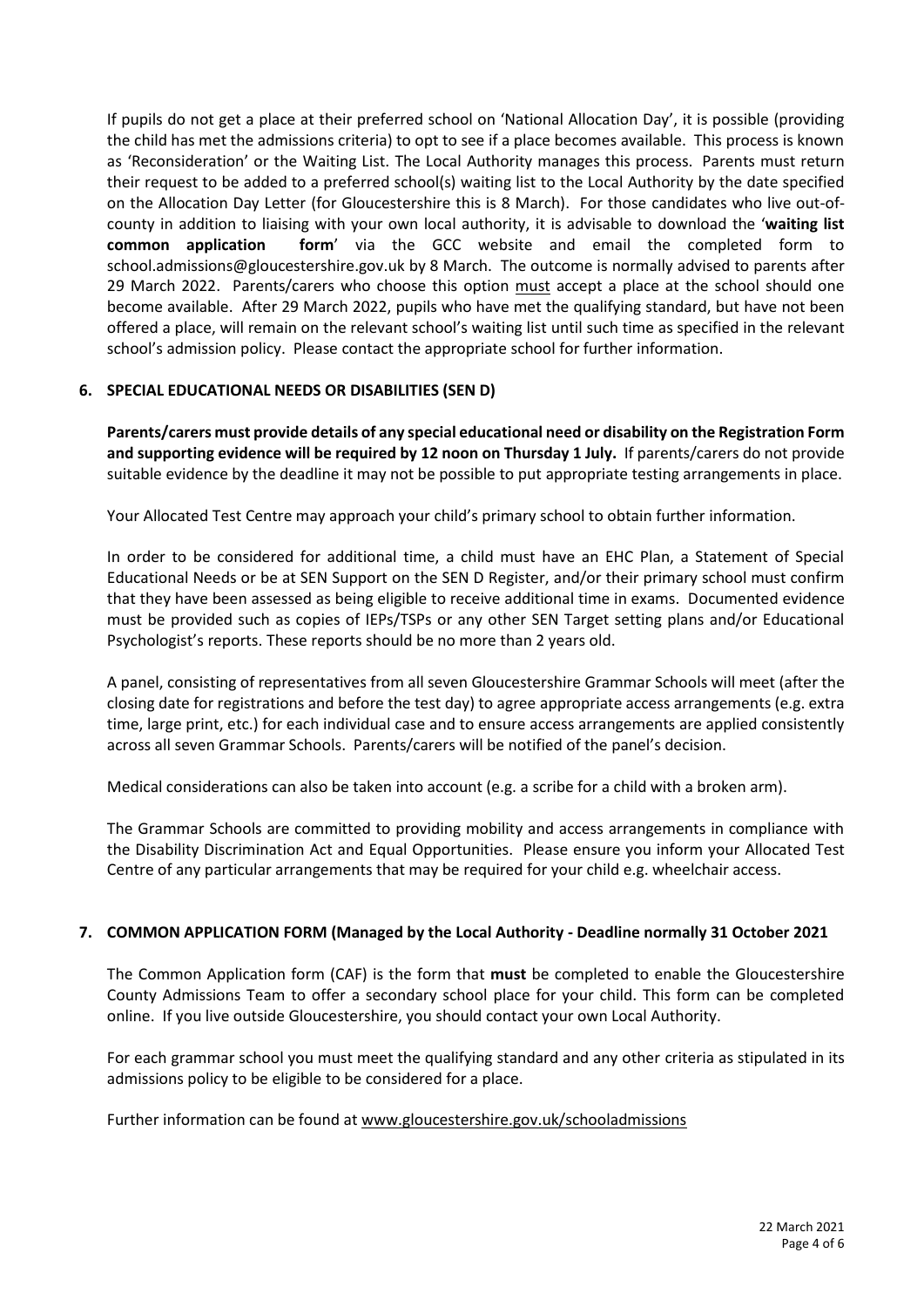If pupils do not get a place at their preferred school on 'National Allocation Day', it is possible (providing the child has met the admissions criteria) to opt to see if a place becomes available. This process is known as 'Reconsideration' or the Waiting List. The Local Authority manages this process. Parents must return their request to be added to a preferred school(s) waiting list to the Local Authority by the date specified on the Allocation Day Letter (for Gloucestershire this is 8 March). For those candidates who live out-of-county in addition to liaising with your own local authority, it is advisable to download the '**waiting list common application form**' via the GCC website and email the completed form to school.admissions@gloucestershire.gov.uk by 8 March. The outcome is normally advised to parents after 29 March 2022. Parents/carers who choose this option <u>must</u> accept a place at the school should one become available. After 29 March 2022, pupils who have met the qualifying standard, but have not been offered a place, will remain on the relevant school's waiting list until such time as specified in the relevant school's admission policy. Please contact the appropriate school for further information.

## 6. SPECIAL EDUCATIONAL NEEDS OR DISABILITIES (SEN D)

**Parents/carers must provide details of any special educational need or disability on the Registration Form and supporting evidence will be required by 12 noon on Thursday 1 July.** If parents/carers do not provide suitable evidence by the deadline it may not be possible to put appropriate testing arrangements in place.

Your Allocated Test Centre may approach your child's primary school to obtain further information.

In order to be considered for additional time, a child must have an EHC Plan, a Statement of Special Educational Needs or be at SEN Support on the SEN D Register, and/or their primary school must confirm that they have been assessed as being eligible to receive additional time in exams. Documented evidence must be provided such as copies of IEPs/TSPs or any other SEN Target setting plans and/or Educational Psychologist's reports. These reports should be no more than 2 years old.

A panel, consisting of representatives from all seven Gloucestershire Grammar Schools will meet (after the closing date for registrations and before the test day) to agree appropriate access arrangements (e.g. extra time, large print, etc.) for each individual case and to ensure access arrangements are applied consistently across all seven Grammar Schools. Parents/carers will be notified of the panel's decision.

Medical considerations can also be taken into account (e.g. a scribe for a child with a broken arm).

The Grammar Schools are committed to providing mobility and access arrangements in compliance with the Disability Discrimination Act and Equal Opportunities. Please ensure you inform your Allocated Test Centre of any particular arrangements that may be required for your child e.g. wheelchair access.

## 7. COMMON APPLICATION FORM (Managed by the Local Authority - Deadline normally 31 October 2021

The Common Application form (CAF) is the form that **must** be completed to enable the Gloucestershire County Admissions Team to offer a secondary school place for your child. This form can be completed online. If you live outside Gloucestershire, you should contact your own Local Authority.

For each grammar school you must meet the qualifying standard and any other criteria as stipulated in its admissions policy to be eligible to be considered for a place.

Further information can be found at www.gloucestershire.gov.uk/schooladmissions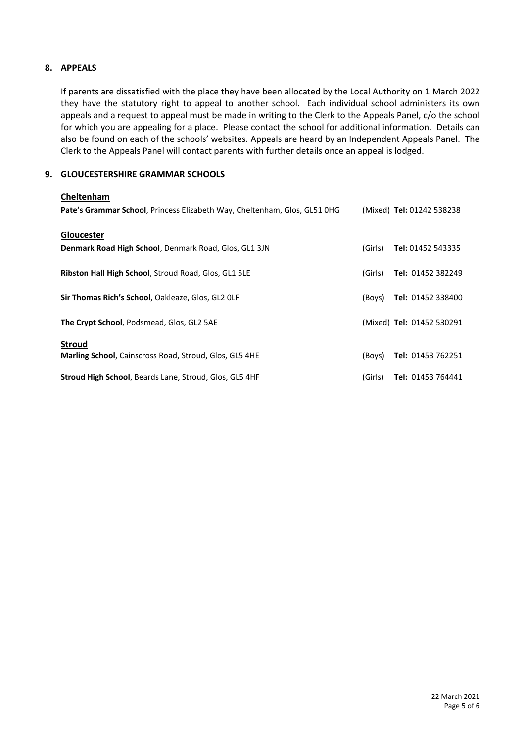## 8. APPEALS

If parents are dissatisfied with the place they have been allocated by the Local Authority on 1 March 2022 they have the statutory right to appeal to another school. Each individual school administers its own appeals and a request to appeal must be made in writing to the Clerk to the Appeals Panel, c/o the school for which you are appealing for a place. Please contact the school for additional information. Details can also be found on each of the schools' websites. Appeals are heard by an Independent Appeals Panel. The Clerk to the Appeals Panel will contact parents with further details once an appeal is lodged.

## 9. GLOUCESTERSHIRE GRAMMAR SCHOOLS

### Cheltenham

**Pate's Grammar School**, Princess Elizabeth Way, Cheltenham, Glos, GL51 0HG (Mixed) **Tel:** 01242 538238

### Gloucester

**Denmark Road High School**, Denmark Road, Glos, GL1 3JN (Girls) **Tel:** 01452 543335

**Ribston Hall High School**, Stroud Road, Glos, GL1 5LE (Girls) **Tel:** 01452 382249

**Sir Thomas Rich's School**, Oakleaze, Glos, GL2 0LF (Boys) **Tel:** 01452 338400

**The Crypt School**, Podsmead, Glos, GL2 5AE (Mixed) **Tel:** 01452 530291

### Stroud

**Marling School**, Cainscross Road, Stroud, Glos, GL5 4HE (Boys) **Tel:** 01453 762251

**Stroud High School**, Beards Lane, Stroud, Glos, GL5 4HF (Girls) **Tel:** 01453 764441

22 March 2021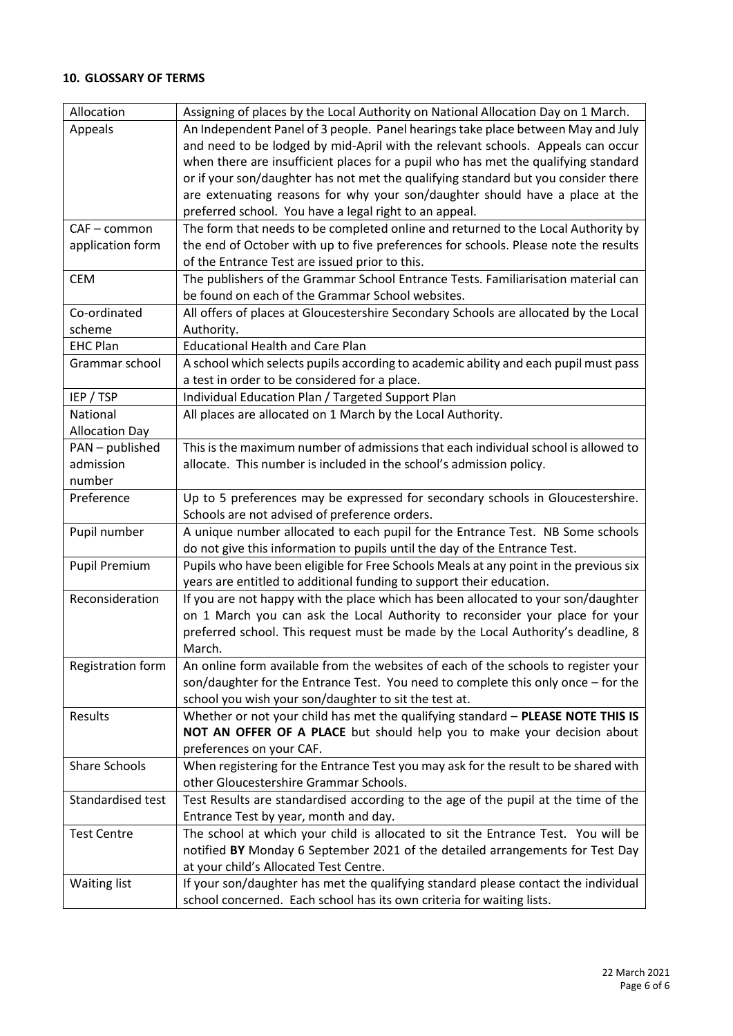## 10. GLOSSARY OF TERMS

| | |
|---|---|
| Allocation | Assigning of places by the Local Authority on National Allocation Day on 1 March. |
| Appeals | An Independent Panel of 3 people. Panel hearings take place between May and July and need to be lodged by mid-April with the relevant schools. Appeals can occur when there are insufficient places for a pupil who has met the qualifying standard or if your son/daughter has not met the qualifying standard but you consider there are extenuating reasons for why your son/daughter should have a place at the preferred school. You have a legal right to an appeal. |
| CAF – common application form | The form that needs to be completed online and returned to the Local Authority by the end of October with up to five preferences for schools. Please note the results of the Entrance Test are issued prior to this. |
| CEM | The publishers of the Grammar School Entrance Tests. Familiarisation material can be found on each of the Grammar School websites. |
| Co-ordinated scheme | All offers of places at Gloucestershire Secondary Schools are allocated by the Local Authority. |
| EHC Plan | Educational Health and Care Plan |
| Grammar school | A school which selects pupils according to academic ability and each pupil must pass a test in order to be considered for a place. |
| IEP / TSP | Individual Education Plan / Targeted Support Plan |
| National Allocation Day | All places are allocated on 1 March by the Local Authority. |
| PAN – published admission number | This is the maximum number of admissions that each individual school is allowed to allocate. This number is included in the school's admission policy. |
| Preference | Up to 5 preferences may be expressed for secondary schools in Gloucestershire. Schools are not advised of preference orders. |
| Pupil number | A unique number allocated to each pupil for the Entrance Test. NB Some schools do not give this information to pupils until the day of the Entrance Test. |
| Pupil Premium | Pupils who have been eligible for Free Schools Meals at any point in the previous six years are entitled to additional funding to support their education. |
| Reconsideration | If you are not happy with the place which has been allocated to your son/daughter on 1 March you can ask the Local Authority to reconsider your place for your preferred school. This request must be made by the Local Authority's deadline, 8 March. |
| Registration form | An online form available from the websites of each of the schools to register your son/daughter for the Entrance Test. You need to complete this only once – for the school you wish your son/daughter to sit the test at. |
| Results | Whether or not your child has met the qualifying standard – **PLEASE NOTE THIS IS NOT AN OFFER OF A PLACE** but should help you to make your decision about preferences on your CAF. |
| Share Schools | When registering for the Entrance Test you may ask for the result to be shared with other Gloucestershire Grammar Schools. |
| Standardised test | Test Results are standardised according to the age of the pupil at the time of the Entrance Test by year, month and day. |
| Test Centre | The school at which your child is allocated to sit the Entrance Test. You will be notified **BY** Monday 6 September 2021 of the detailed arrangements for Test Day at your child's Allocated Test Centre. |
| Waiting list | If your son/daughter has met the qualifying standard please contact the individual school concerned. Each school has its own criteria for waiting lists. |

22 March 2021